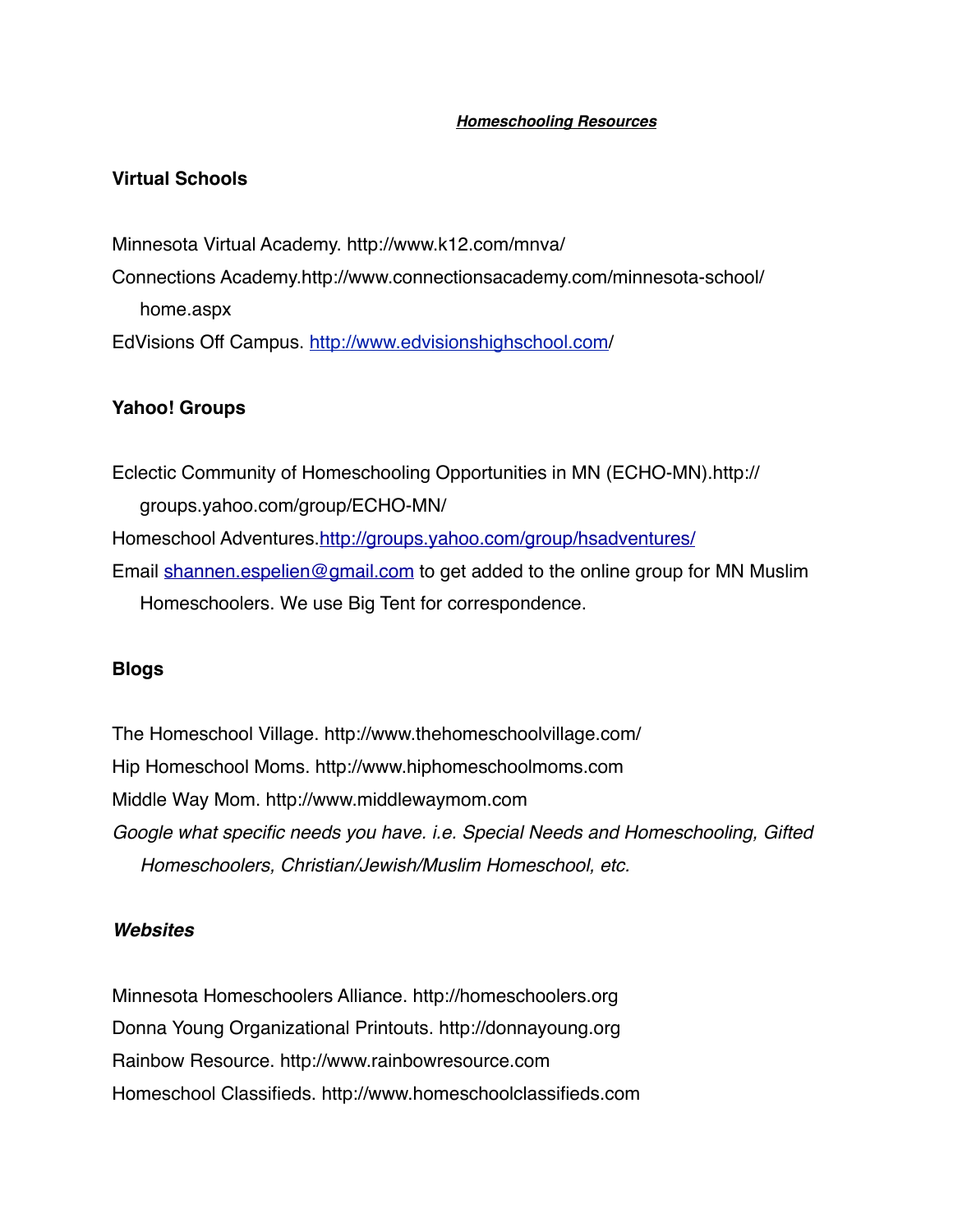# ***Homeschooling Resources***

## Virtual Schools

Minnesota Virtual Academy. http://www.k12.com/mnva/

Connections Academy.http://www.connectionsacademy.com/minnesota-school/home.aspx

EdVisions Off Campus. http://www.edvisionshighschool.com/

## Yahoo! Groups

Eclectic Community of Homeschooling Opportunities in MN (ECHO-MN).http://groups.yahoo.com/group/ECHO-MN/

Homeschool Adventures.http://groups.yahoo.com/group/hsadventures/

Email shannen.espelien@gmail.com to get added to the online group for MN Muslim Homeschoolers. We use Big Tent for correspondence.

## Blogs

The Homeschool Village. http://www.thehomeschoolvillage.com/

Hip Homeschool Moms. http://www.hiphomeschoolmoms.com

Middle Way Mom. http://www.middlewaymom.com

*Google what specific needs you have. i.e. Special Needs and Homeschooling, Gifted Homeschoolers, Christian/Jewish/Muslim Homeschool, etc.*

## *Websites*

Minnesota Homeschoolers Alliance. http://homeschoolers.org

Donna Young Organizational Printouts. http://donnayoung.org

Rainbow Resource. http://www.rainbowresource.com

Homeschool Classifieds. http://www.homeschoolclassifieds.com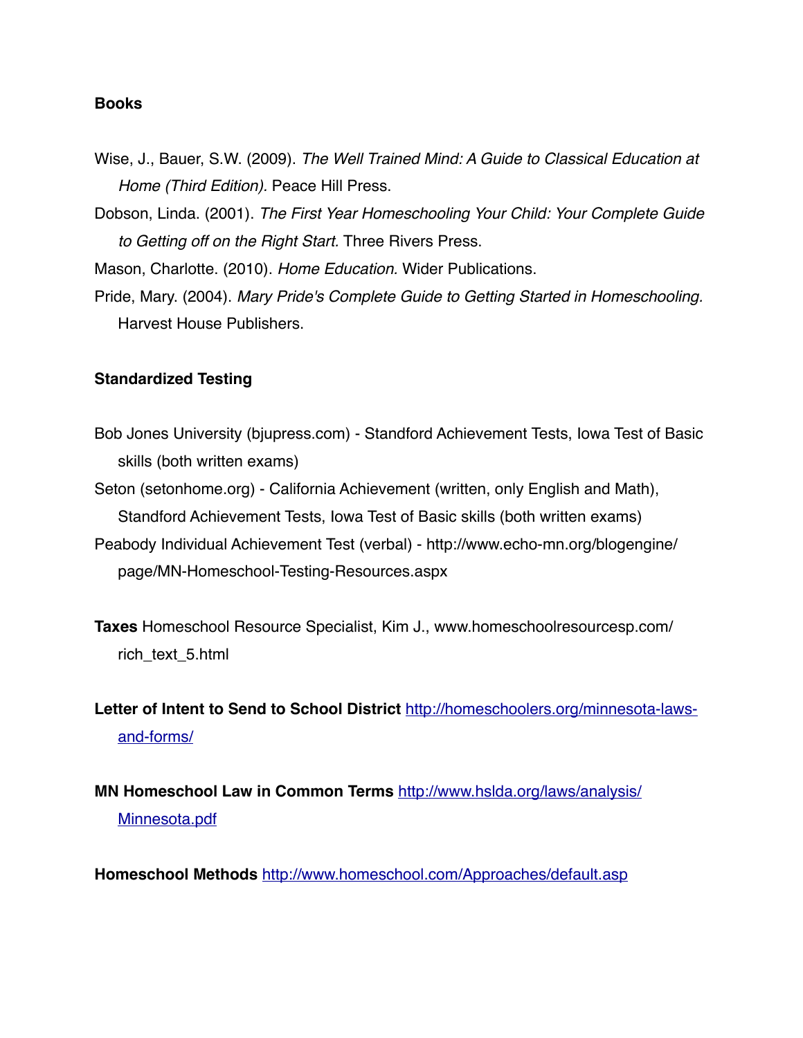**Books**

Wise, J., Bauer, S.W. (2009). *The Well Trained Mind: A Guide to Classical Education at Home (Third Edition).* Peace Hill Press.

Dobson, Linda. (2001). *The First Year Homeschooling Your Child: Your Complete Guide to Getting off on the Right Start.* Three Rivers Press.

Mason, Charlotte. (2010). *Home Education*. Wider Publications.

Pride, Mary. (2004). *Mary Pride's Complete Guide to Getting Started in Homeschooling.* Harvest House Publishers.

**Standardized Testing**

Bob Jones University (bjupress.com) - Standford Achievement Tests, Iowa Test of Basic skills (both written exams)

Seton (setonhome.org) - California Achievement (written, only English and Math), Standford Achievement Tests, Iowa Test of Basic skills (both written exams)

Peabody Individual Achievement Test (verbal) - http://www.echo-mn.org/blogengine/page/MN-Homeschool-Testing-Resources.aspx

**Taxes** Homeschool Resource Specialist, Kim J., www.homeschoolresourcesp.com/rich_text_5.html

**Letter of Intent to Send to School District** [http://homeschoolers.org/minnesota-laws-and-forms/](http://homeschoolers.org/minnesota-laws-and-forms/)

**MN Homeschool Law in Common Terms** [http://www.hslda.org/laws/analysis/Minnesota.pdf](http://www.hslda.org/laws/analysis/Minnesota.pdf)

**Homeschool Methods** [http://www.homeschool.com/Approaches/default.asp](http://www.homeschool.com/Approaches/default.asp)